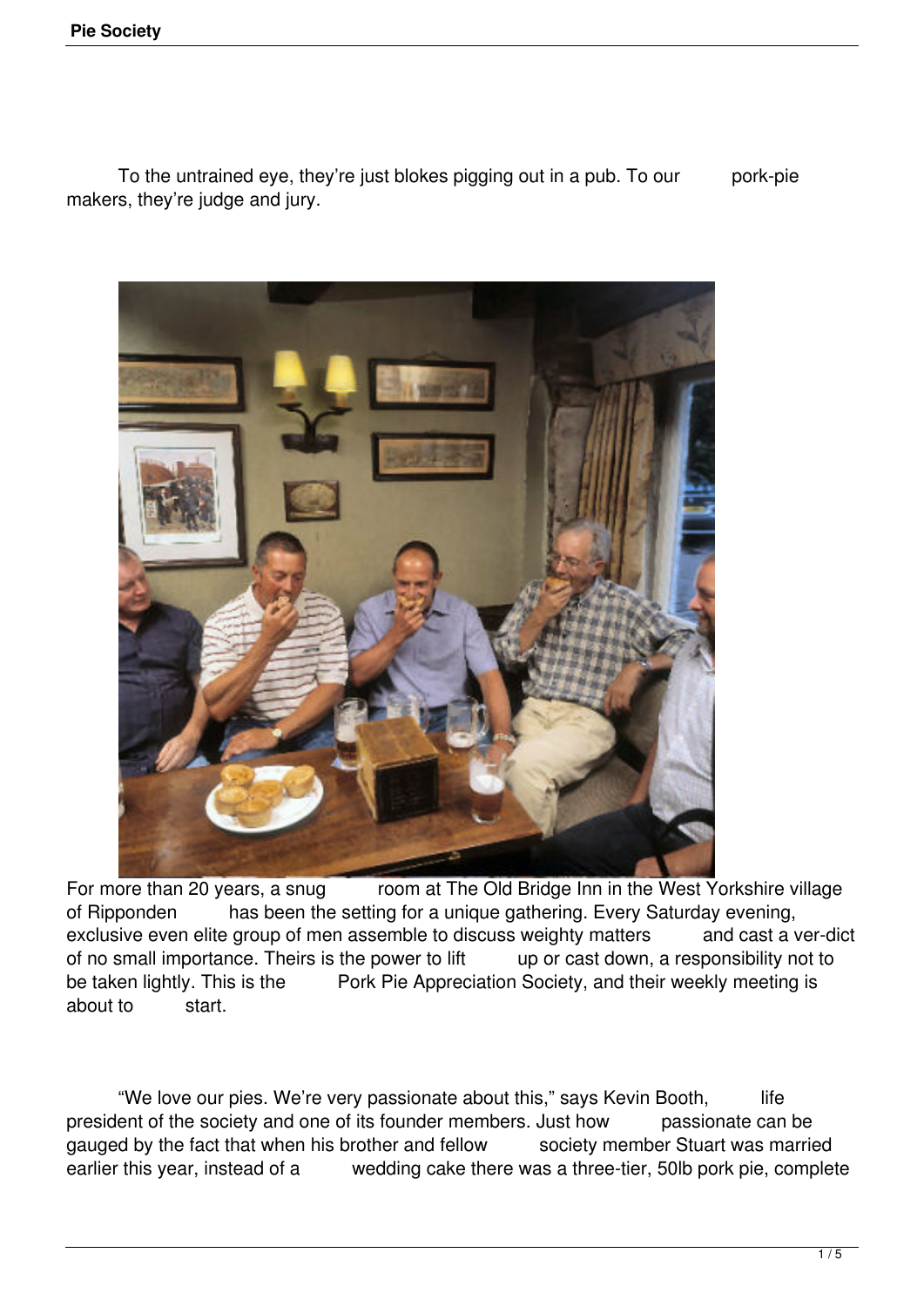To the untrained eye, they're just blokes pigging out in a pub. To our pork-pie makers, they're judge and jury.

For more than 20 years, a snug room at The Old Bridge Inn in the West Yorkshire village of Ripponden has been the setting for a unique gathering. Every Saturday evening, exclusive even elite group of men assemble to discuss weighty matters and cast a ver-dict of no small importance. Theirs is the power to lift up or cast down, a responsibility not to be taken lightly. This is the Pork Pie Appreciation Society, and their weekly meeting is about to start.

"We love our pies. We're very passionate about this," says Kevin Booth, life president of the society and one of its founder members. Just how passionate can be gauged by the fact that when his brother and fellow society member Stuart was married earlier this year, instead of a wedding cake there was a three-tier, 50lb pork pie, complete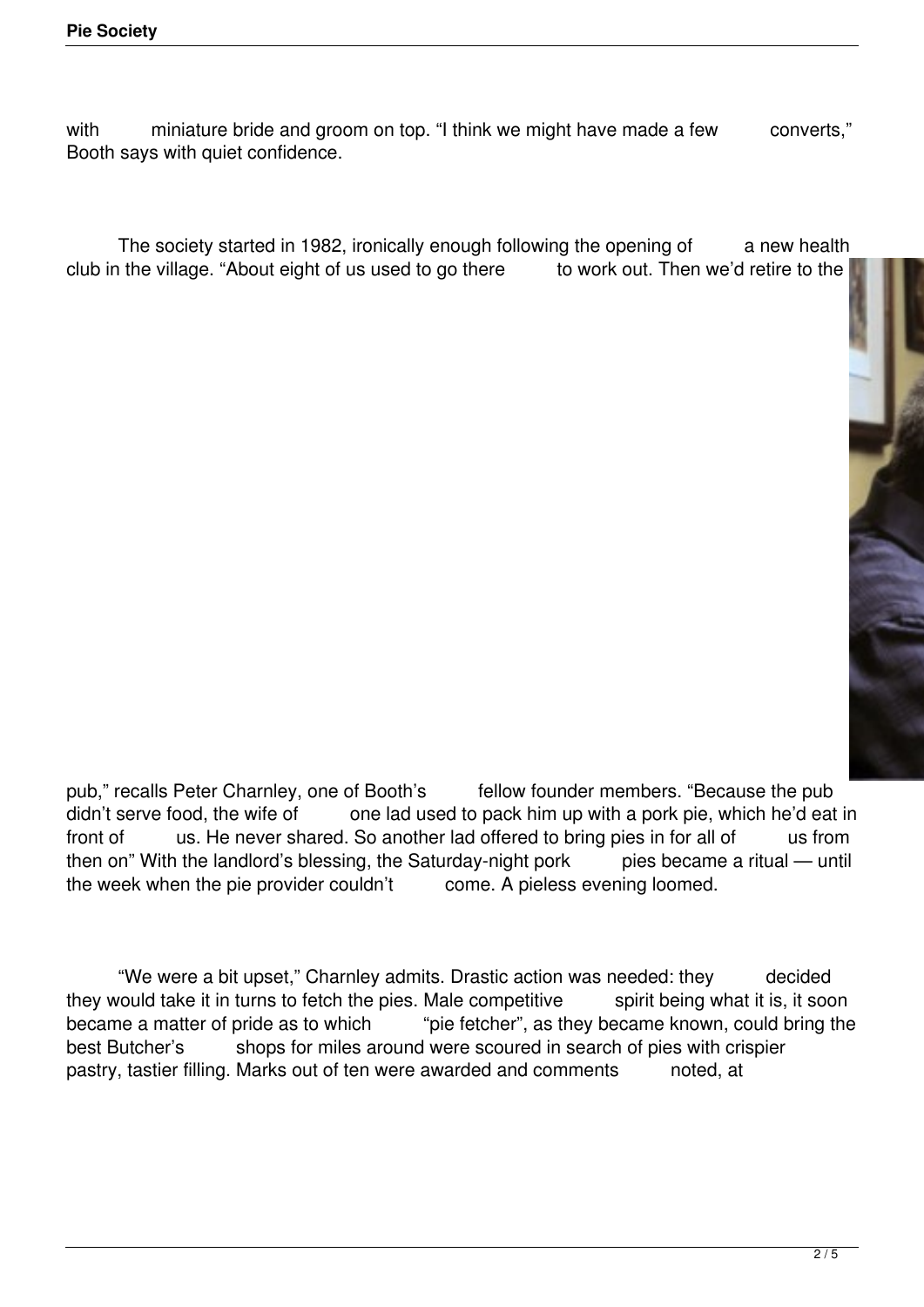with miniature bride and groom on top. “I think we might have made a few converts,” Booth says with quiet confidence.

The society started in 1982, ironically enough following the opening of a new health club in the village. “About eight of us used to go there to work out. Then we’d retire to the pub,” recalls Peter Charnley, one of Booth’s fellow founder members. “Because the pub didn’t serve food, the wife of one lad used to pack him up with a pork pie, which he’d eat in front of us. He never shared. So another lad offered to bring pies in for all of us from then on” With the landlord’s blessing, the Saturday-night pork pies became a ritual — until the week when the pie provider couldn’t come. A pieless evening loomed.

“We were a bit upset,” Charnley admits. Drastic action was needed: they decided they would take it in turns to fetch the pies. Male competitive spirit being what it is, it soon became a matter of pride as to which “pie fetcher”, as they became known, could bring the best Butcher’s shops for miles around were scoured in search of pies with crispier pastry, tastier filling. Marks out of ten were awarded and comments noted, at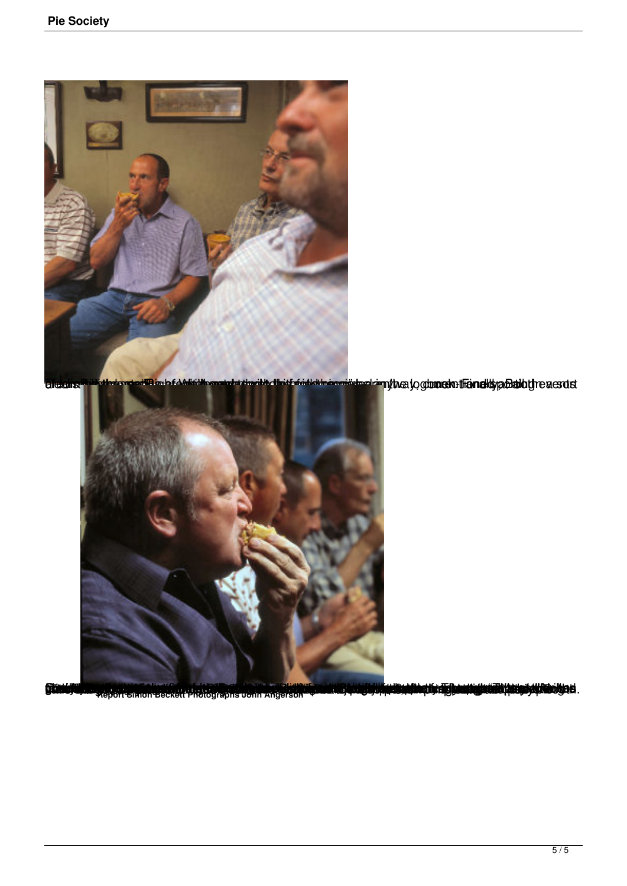**Report Simon Beckett Photographs John Angerson**